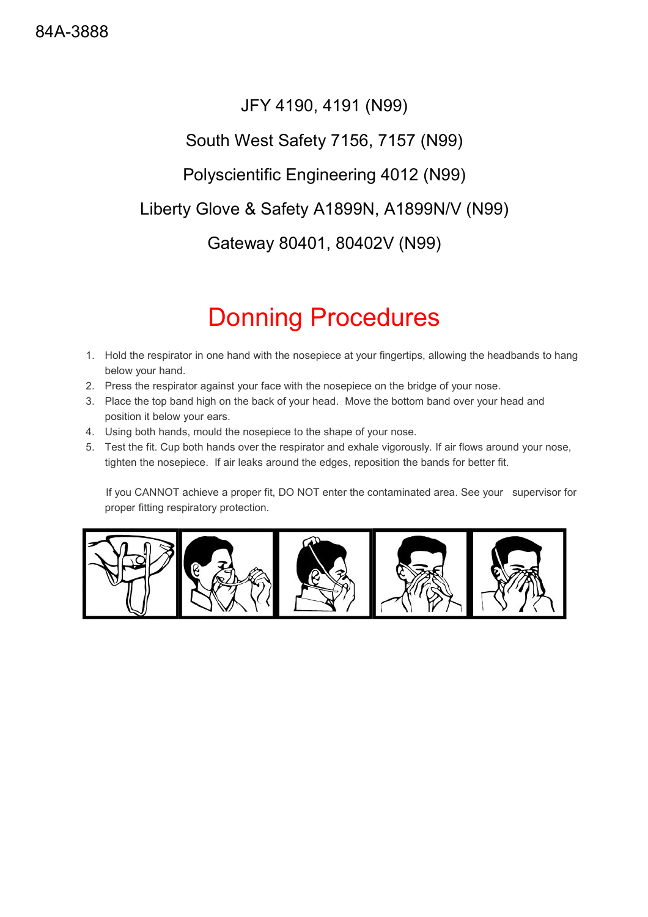84A-3888

JFY 4190, 4191 (N99)

South West Safety 7156, 7157 (N99)

Polyscientific Engineering 4012 (N99)

Liberty Glove & Safety A1899N, A1899N/V (N99)

Gateway 80401, 80402V (N99)

# Donning Procedures

1. Hold the respirator in one hand with the nosepiece at your fingertips, allowing the headbands to hang below your hand.
2. Press the respirator against your face with the nosepiece on the bridge of your nose.
3. Place the top band high on the back of your head. Move the bottom band over your head and position it below your ears.
4. Using both hands, mould the nosepiece to the shape of your nose.
5. Test the fit. Cup both hands over the respirator and exhale vigorously. If air flows around your nose, tighten the nosepiece. If air leaks around the edges, reposition the bands for better fit.

If you CANNOT achieve a proper fit, DO NOT enter the contaminated area. See your supervisor for proper fitting respiratory protection.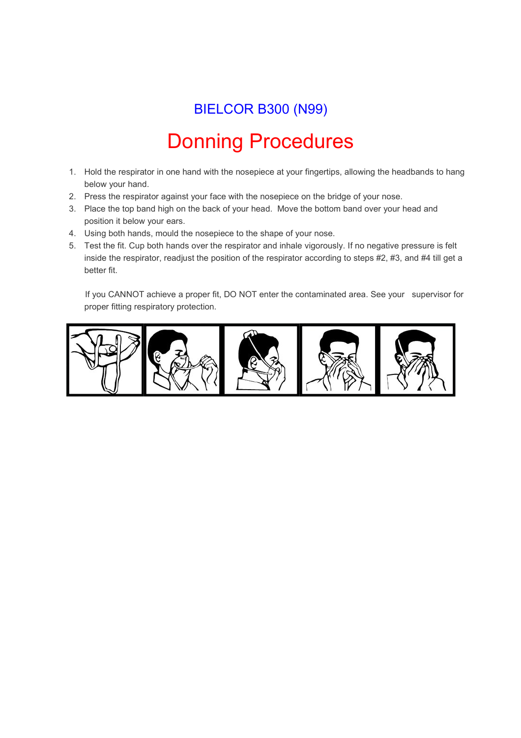# BIELCOR B300 (N99)

# Donning Procedures

1. Hold the respirator in one hand with the nosepiece at your fingertips, allowing the headbands to hang below your hand.
2. Press the respirator against your face with the nosepiece on the bridge of your nose.
3. Place the top band high on the back of your head.  Move the bottom band over your head and position it below your ears.
4. Using both hands, mould the nosepiece to the shape of your nose.
5. Test the fit. Cup both hands over the respirator and inhale vigorously. If no negative pressure is felt inside the respirator, readjust the position of the respirator according to steps #2, #3, and #4 till get a better fit.

If you CANNOT achieve a proper fit, DO NOT enter the contaminated area. See your supervisor for proper fitting respiratory protection.